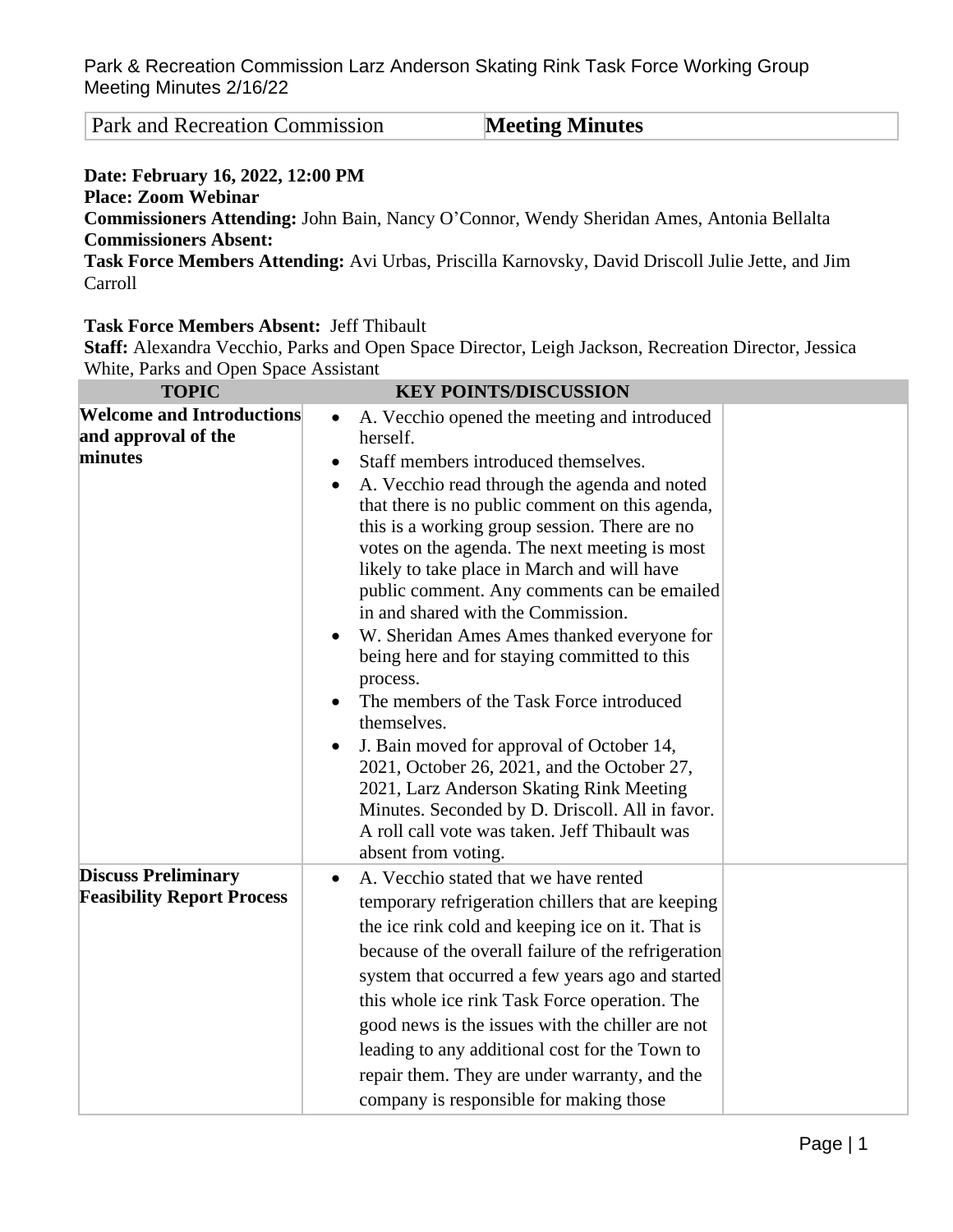Park & Recreation Commission Larz Anderson Skating Rink Task Force Working Group Meeting Minutes 2/16/22

| Park and Recreation Commission | **Meeting Minutes** |
|---|---|

**Date: February 16, 2022, 12:00 PM**
**Place: Zoom Webinar**
**Commissioners Attending:** John Bain, Nancy O'Connor, Wendy Sheridan Ames, Antonia Bellalta
**Commissioners Absent:**
**Task Force Members Attending:** Avi Urbas, Priscilla Karnovsky, David Driscoll Julie Jette, and Jim Carroll

**Task Force Members Absent:** Jeff Thibault
**Staff:** Alexandra Vecchio, Parks and Open Space Director, Leigh Jackson, Recreation Director, Jessica White, Parks and Open Space Assistant

| TOPIC | KEY POINTS/DISCUSSION | |
|---|---|---|
| **Welcome and Introductions and approval of the minutes** | • A. Vecchio opened the meeting and introduced herself.<br>• Staff members introduced themselves.<br>• A. Vecchio read through the agenda and noted that there is no public comment on this agenda, this is a working group session. There are no votes on the agenda. The next meeting is most likely to take place in March and will have public comment. Any comments can be emailed in and shared with the Commission.<br>• W. Sheridan Ames Ames thanked everyone for being here and for staying committed to this process.<br>• The members of the Task Force introduced themselves.<br>• J. Bain moved for approval of October 14, 2021, October 26, 2021, and the October 27, 2021, Larz Anderson Skating Rink Meeting Minutes. Seconded by D. Driscoll. All in favor. A roll call vote was taken. Jeff Thibault was absent from voting. | |
| **Discuss Preliminary Feasibility Report Process** | • A. Vecchio stated that we have rented temporary refrigeration chillers that are keeping the ice rink cold and keeping ice on it. That is because of the overall failure of the refrigeration system that occurred a few years ago and started this whole ice rink Task Force operation. The good news is the issues with the chiller are not leading to any additional cost for the Town to repair them. They are under warranty, and the company is responsible for making those | |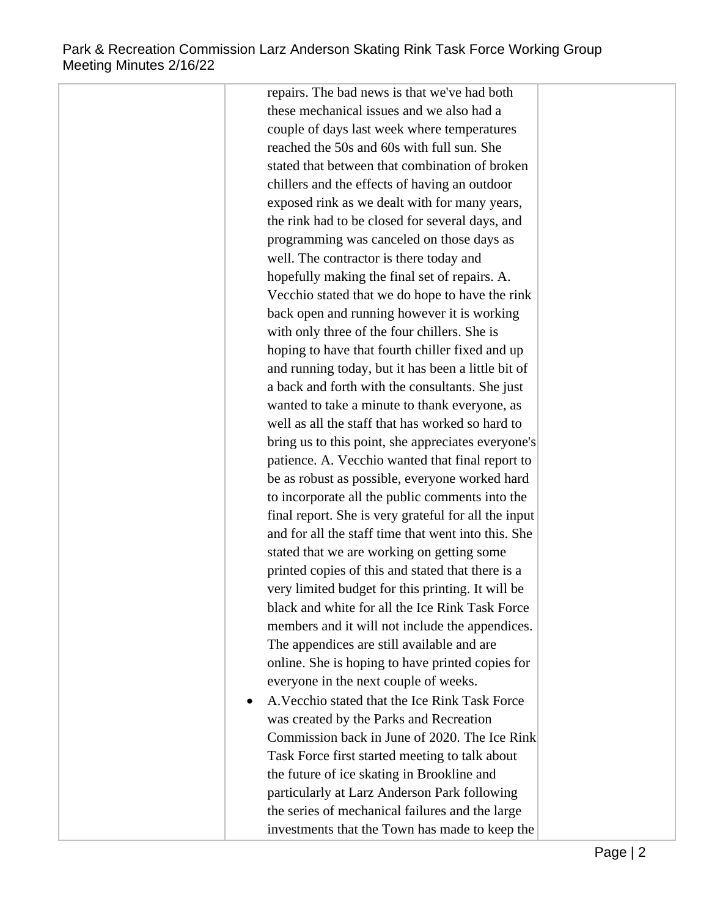| | | |
|---|---|---|
| | repairs. The bad news is that we've had both these mechanical issues and we also had a couple of days last week where temperatures reached the 50s and 60s with full sun. She stated that between that combination of broken chillers and the effects of having an outdoor exposed rink as we dealt with for many years, the rink had to be closed for several days, and programming was canceled on those days as well. The contractor is there today and hopefully making the final set of repairs. A. Vecchio stated that we do hope to have the rink back open and running however it is working with only three of the four chillers. She is hoping to have that fourth chiller fixed and up and running today, but it has been a little bit of a back and forth with the consultants. She just wanted to take a minute to thank everyone, as well as all the staff that has worked so hard to bring us to this point, she appreciates everyone's patience. A. Vecchio wanted that final report to be as robust as possible, everyone worked hard to incorporate all the public comments into the final report. She is very grateful for all the input and for all the staff time that went into this. She stated that we are working on getting some printed copies of this and stated that there is a very limited budget for this printing. It will be black and white for all the Ice Rink Task Force members and it will not include the appendices. The appendices are still available and are online. She is hoping to have printed copies for everyone in the next couple of weeks.<br>• A.Vecchio stated that the Ice Rink Task Force was created by the Parks and Recreation Commission back in June of 2020. The Ice Rink Task Force first started meeting to talk about the future of ice skating in Brookline and particularly at Larz Anderson Park following the series of mechanical failures and the large investments that the Town has made to keep the | |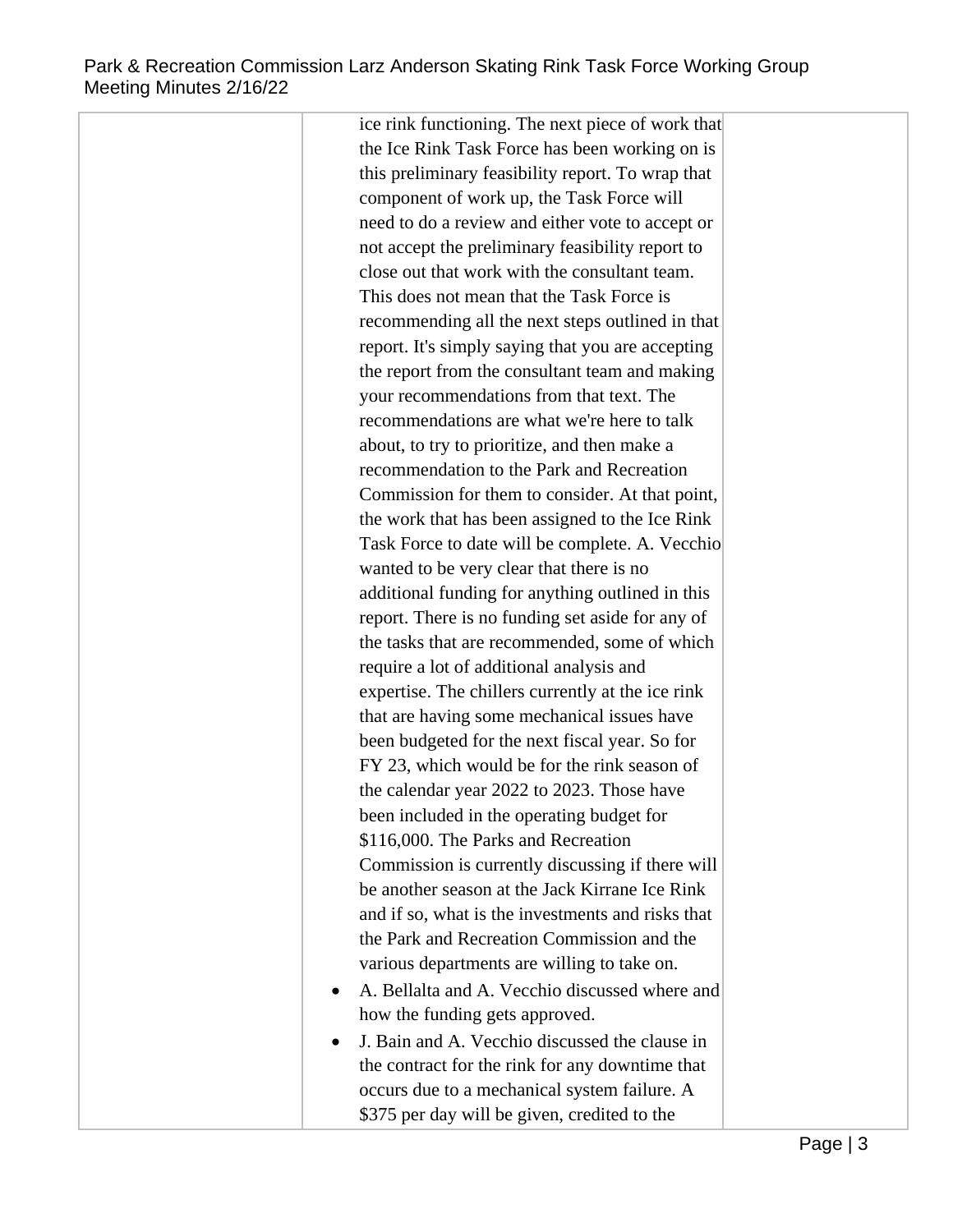| | | |
|---|---|---|
| | ice rink functioning. The next piece of work that the Ice Rink Task Force has been working on is this preliminary feasibility report. To wrap that component of work up, the Task Force will need to do a review and either vote to accept or not accept the preliminary feasibility report to close out that work with the consultant team. This does not mean that the Task Force is recommending all the next steps outlined in that report. It's simply saying that you are accepting the report from the consultant team and making your recommendations from that text. The recommendations are what we're here to talk about, to try to prioritize, and then make a recommendation to the Park and Recreation Commission for them to consider. At that point, the work that has been assigned to the Ice Rink Task Force to date will be complete. A. Vecchio wanted to be very clear that there is no additional funding for anything outlined in this report. There is no funding set aside for any of the tasks that are recommended, some of which require a lot of additional analysis and expertise. The chillers currently at the ice rink that are having some mechanical issues have been budgeted for the next fiscal year. So for FY 23, which would be for the rink season of the calendar year 2022 to 2023. Those have been included in the operating budget for \$116,000. The Parks and Recreation Commission is currently discussing if there will be another season at the Jack Kirrane Ice Rink and if so, what is the investments and risks that the Park and Recreation Commission and the various departments are willing to take on.<br>• A. Bellalta and A. Vecchio discussed where and how the funding gets approved.<br>• J. Bain and A. Vecchio discussed the clause in the contract for the rink for any downtime that occurs due to a mechanical system failure. A \$375 per day will be given, credited to the | |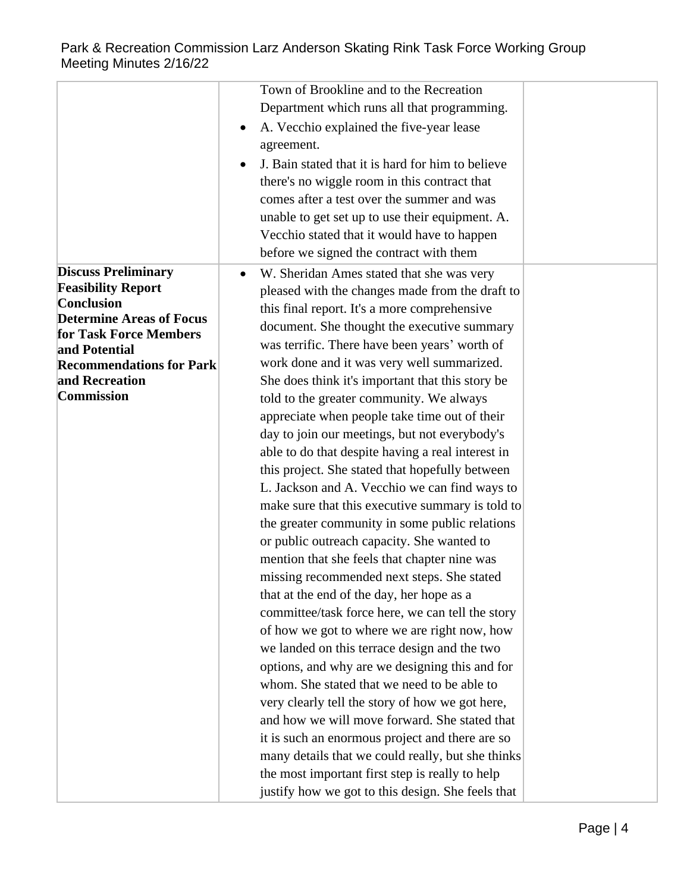| | | |
|---|---|---|
| | Town of Brookline and to the Recreation Department which runs all that programming.<br>• A. Vecchio explained the five-year lease agreement.<br>• J. Bain stated that it is hard for him to believe there's no wiggle room in this contract that comes after a test over the summer and was unable to get set up to use their equipment. A. Vecchio stated that it would have to happen before we signed the contract with them | |
| **Discuss Preliminary Feasibility Report Conclusion**<br>**Determine Areas of Focus for Task Force Members and Potential Recommendations for Park and Recreation Commission** | • W. Sheridan Ames stated that she was very pleased with the changes made from the draft to this final report. It's a more comprehensive document. She thought the executive summary was terrific. There have been years' worth of work done and it was very well summarized. She does think it's important that this story be told to the greater community. We always appreciate when people take time out of their day to join our meetings, but not everybody's able to do that despite having a real interest in this project. She stated that hopefully between L. Jackson and A. Vecchio we can find ways to make sure that this executive summary is told to the greater community in some public relations or public outreach capacity. She wanted to mention that she feels that chapter nine was missing recommended next steps. She stated that at the end of the day, her hope as a committee/task force here, we can tell the story of how we got to where we are right now, how we landed on this terrace design and the two options, and why are we designing this and for whom. She stated that we need to be able to very clearly tell the story of how we got here, and how we will move forward. She stated that it is such an enormous project and there are so many details that we could really, but she thinks the most important first step is really to help justify how we got to this design. She feels that | |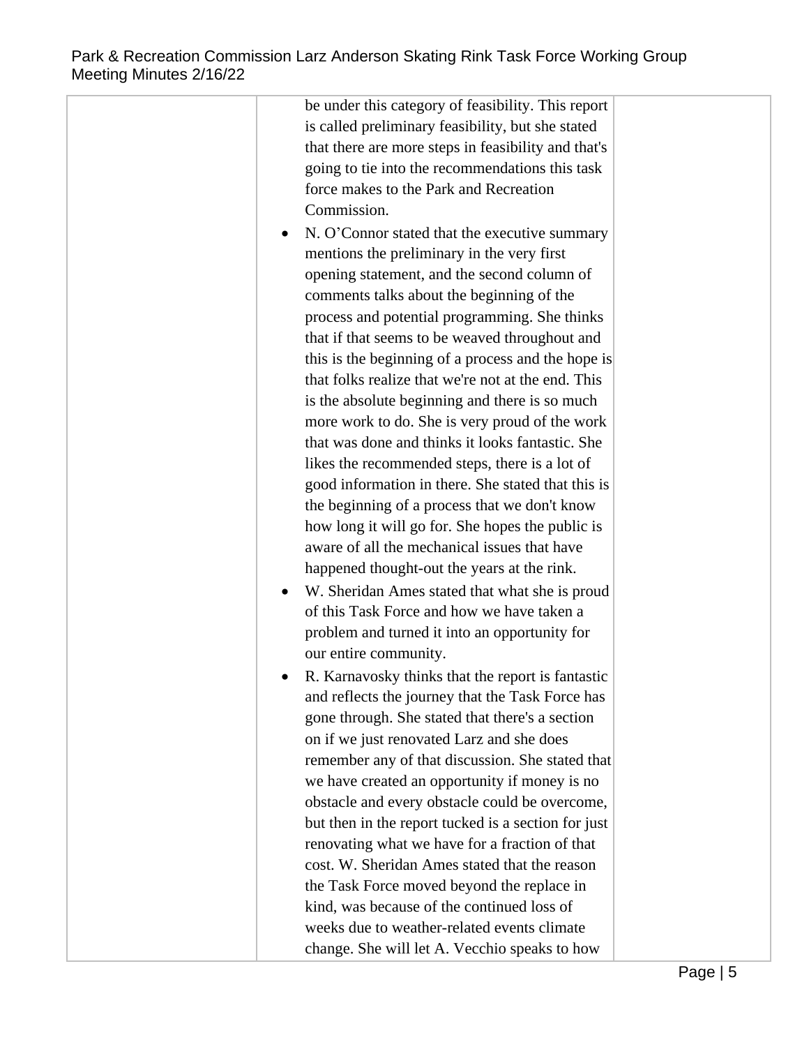| | | |
|---|---|---|
| | be under this category of feasibility. This report is called preliminary feasibility, but she stated that there are more steps in feasibility and that's going to tie into the recommendations this task force makes to the Park and Recreation Commission.<br>• N. O'Connor stated that the executive summary mentions the preliminary in the very first opening statement, and the second column of comments talks about the beginning of the process and potential programming. She thinks that if that seems to be weaved throughout and this is the beginning of a process and the hope is that folks realize that we're not at the end. This is the absolute beginning and there is so much more work to do. She is very proud of the work that was done and thinks it looks fantastic. She likes the recommended steps, there is a lot of good information in there. She stated that this is the beginning of a process that we don't know how long it will go for. She hopes the public is aware of all the mechanical issues that have happened thought-out the years at the rink.<br>• W. Sheridan Ames stated that what she is proud of this Task Force and how we have taken a problem and turned it into an opportunity for our entire community.<br>• R. Karnavosky thinks that the report is fantastic and reflects the journey that the Task Force has gone through. She stated that there's a section on if we just renovated Larz and she does remember any of that discussion. She stated that we have created an opportunity if money is no obstacle and every obstacle could be overcome, but then in the report tucked is a section for just renovating what we have for a fraction of that cost. W. Sheridan Ames stated that the reason the Task Force moved beyond the replace in kind, was because of the continued loss of weeks due to weather-related events climate change. She will let A. Vecchio speaks to how | |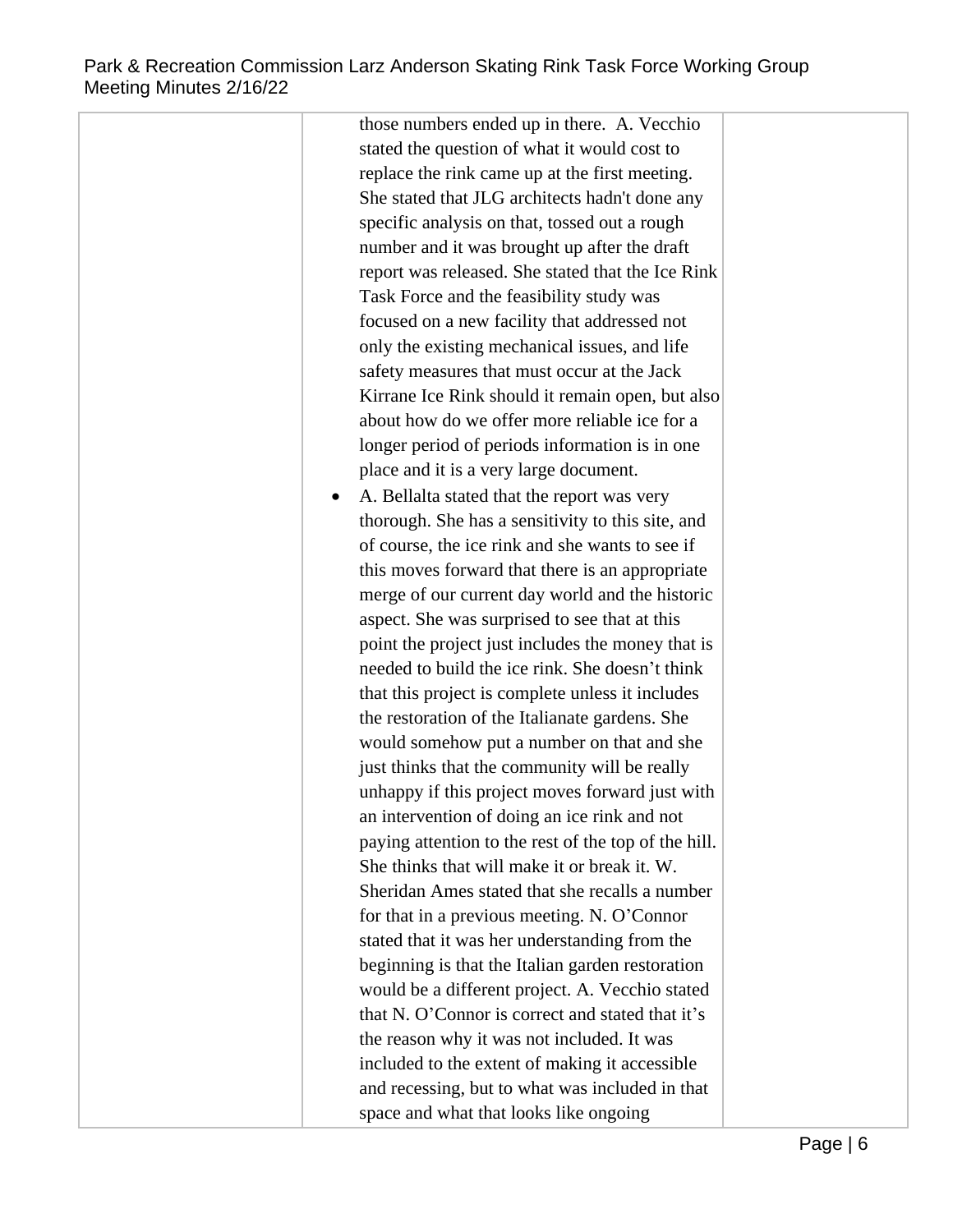| | | |
|---|---|---|
| | those numbers ended up in there. A. Vecchio stated the question of what it would cost to replace the rink came up at the first meeting. She stated that JLG architects hadn't done any specific analysis on that, tossed out a rough number and it was brought up after the draft report was released. She stated that the Ice Rink Task Force and the feasibility study was focused on a new facility that addressed not only the existing mechanical issues, and life safety measures that must occur at the Jack Kirrane Ice Rink should it remain open, but also about how do we offer more reliable ice for a longer period of periods information is in one place and it is a very large document.<br>• A. Bellalta stated that the report was very thorough. She has a sensitivity to this site, and of course, the ice rink and she wants to see if this moves forward that there is an appropriate merge of our current day world and the historic aspect. She was surprised to see that at this point the project just includes the money that is needed to build the ice rink. She doesn't think that this project is complete unless it includes the restoration of the Italianate gardens. She would somehow put a number on that and she just thinks that the community will be really unhappy if this project moves forward just with an intervention of doing an ice rink and not paying attention to the rest of the top of the hill. She thinks that will make it or break it. W. Sheridan Ames stated that she recalls a number for that in a previous meeting. N. O'Connor stated that it was her understanding from the beginning is that the Italian garden restoration would be a different project. A. Vecchio stated that N. O'Connor is correct and stated that it's the reason why it was not included. It was included to the extent of making it accessible and recessing, but to what was included in that space and what that looks like ongoing | |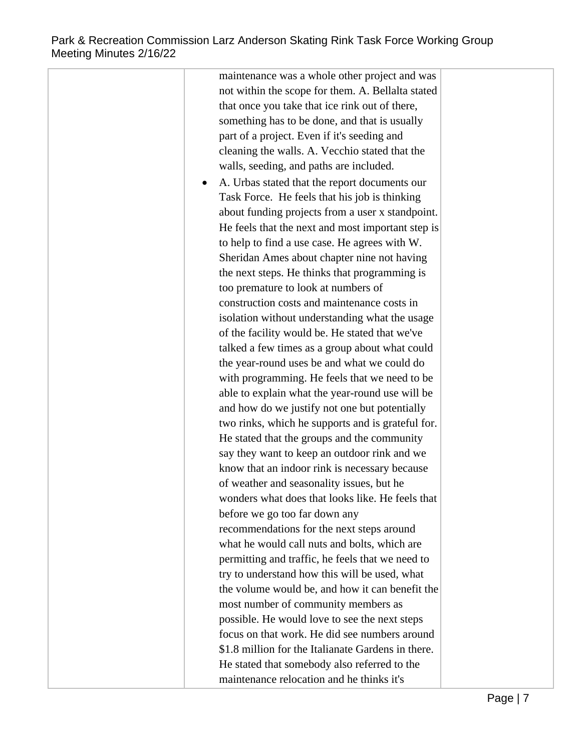| | | |
|---|---|---|
| | maintenance was a whole other project and was not within the scope for them. A. Bellalta stated that once you take that ice rink out of there, something has to be done, and that is usually part of a project. Even if it's seeding and cleaning the walls. A. Vecchio stated that the walls, seeding, and paths are included.<br><br>• A. Urbas stated that the report documents our Task Force. He feels that his job is thinking about funding projects from a user x standpoint. He feels that the next and most important step is to help to find a use case. He agrees with W. Sheridan Ames about chapter nine not having the next steps. He thinks that programming is too premature to look at numbers of construction costs and maintenance costs in isolation without understanding what the usage of the facility would be. He stated that we've talked a few times as a group about what could the year-round uses be and what we could do with programming. He feels that we need to be able to explain what the year-round use will be and how do we justify not one but potentially two rinks, which he supports and is grateful for. He stated that the groups and the community say they want to keep an outdoor rink and we know that an indoor rink is necessary because of weather and seasonality issues, but he wonders what does that looks like. He feels that before we go too far down any recommendations for the next steps around what he would call nuts and bolts, which are permitting and traffic, he feels that we need to try to understand how this will be used, what the volume would be, and how it can benefit the most number of community members as possible. He would love to see the next steps focus on that work. He did see numbers around $1.8 million for the Italianate Gardens in there. He stated that somebody also referred to the maintenance relocation and he thinks it's | |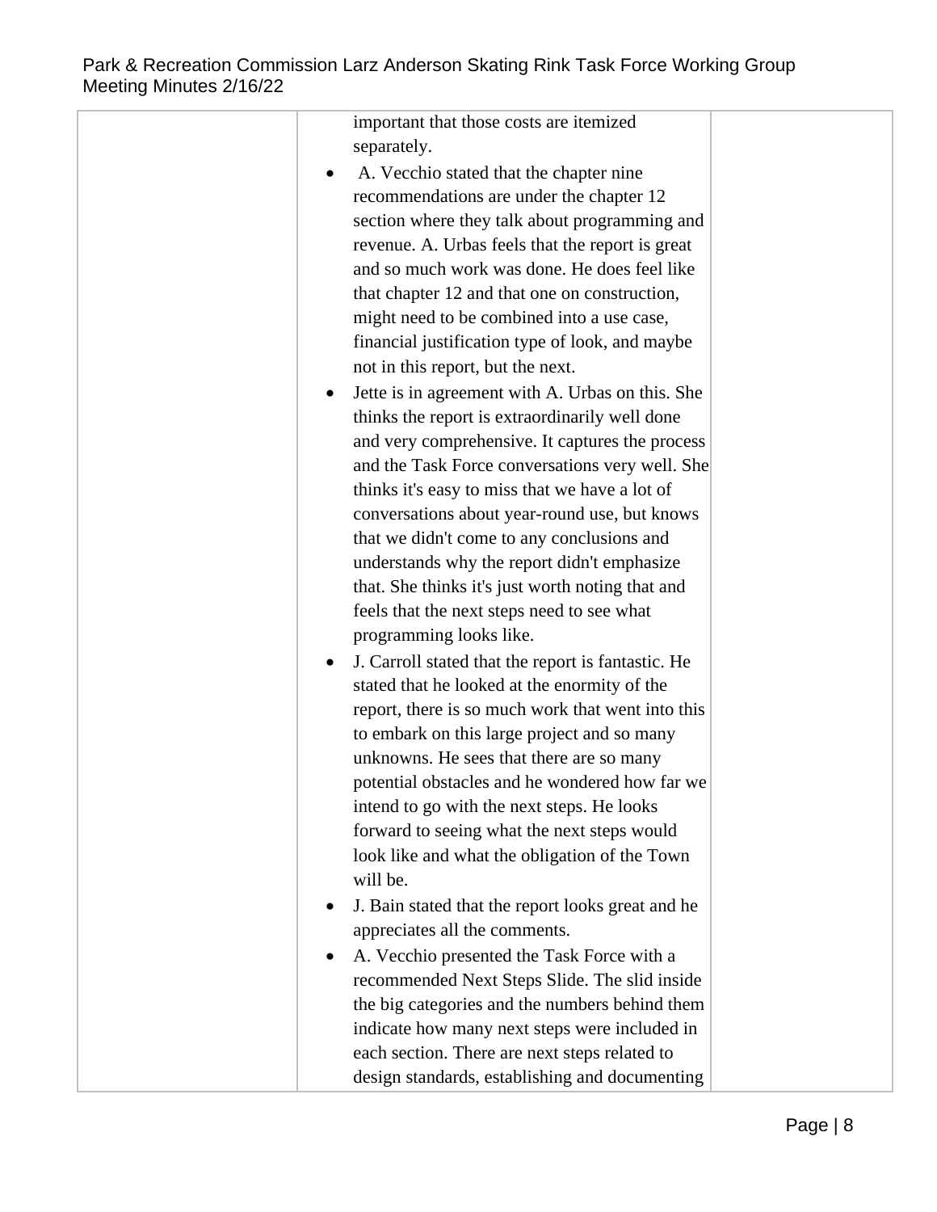| | | |
|---|---|---|
| | important that those costs are itemized separately.<br>• A. Vecchio stated that the chapter nine recommendations are under the chapter 12 section where they talk about programming and revenue. A. Urbas feels that the report is great and so much work was done. He does feel like that chapter 12 and that one on construction, might need to be combined into a use case, financial justification type of look, and maybe not in this report, but the next.<br>• Jette is in agreement with A. Urbas on this. She thinks the report is extraordinarily well done and very comprehensive. It captures the process and the Task Force conversations very well. She thinks it's easy to miss that we have a lot of conversations about year-round use, but knows that we didn't come to any conclusions and understands why the report didn't emphasize that. She thinks it's just worth noting that and feels that the next steps need to see what programming looks like.<br>• J. Carroll stated that the report is fantastic. He stated that he looked at the enormity of the report, there is so much work that went into this to embark on this large project and so many unknowns. He sees that there are so many potential obstacles and he wondered how far we intend to go with the next steps. He looks forward to seeing what the next steps would look like and what the obligation of the Town will be.<br>• J. Bain stated that the report looks great and he appreciates all the comments.<br>• A. Vecchio presented the Task Force with a recommended Next Steps Slide. The slid inside the big categories and the numbers behind them indicate how many next steps were included in each section. There are next steps related to design standards, establishing and documenting | |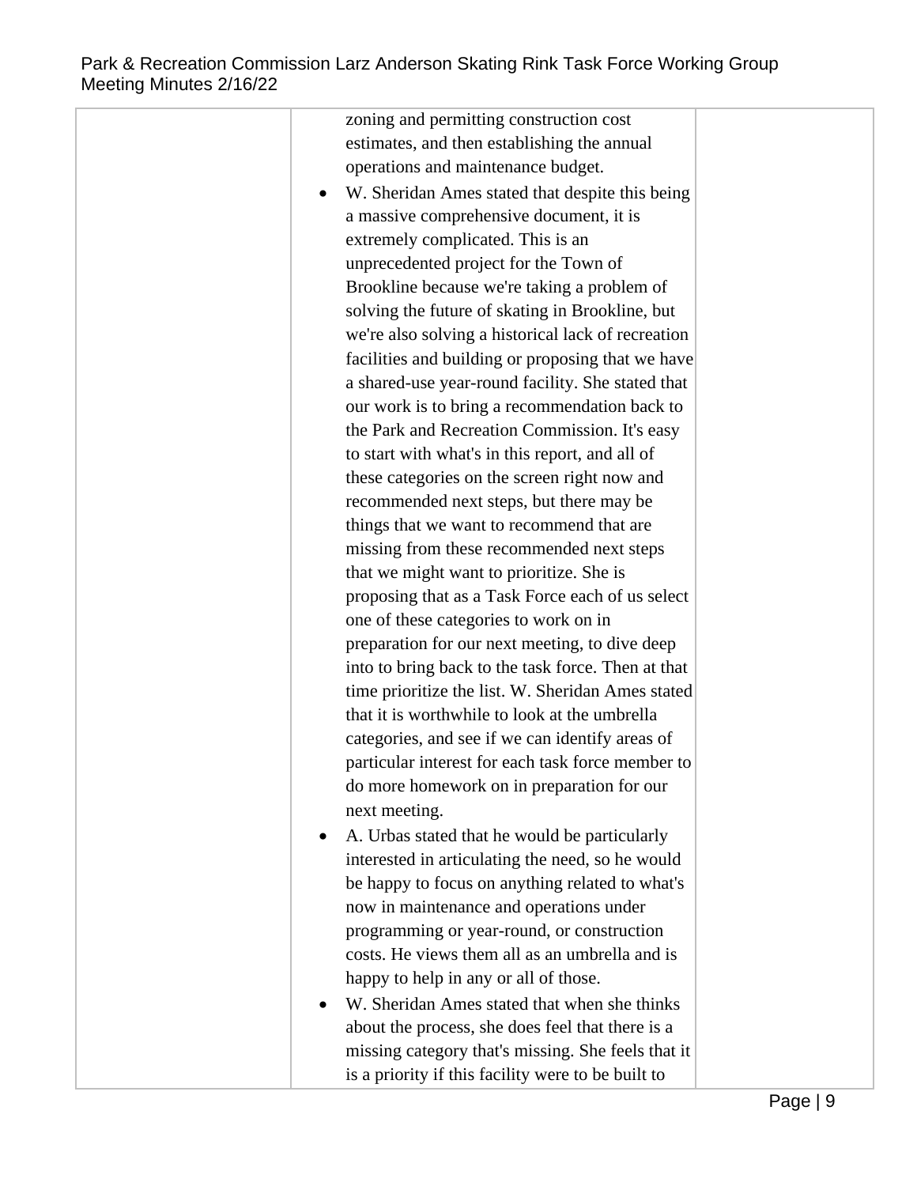| | | |
|---|---|---|
| | zoning and permitting construction cost estimates, and then establishing the annual operations and maintenance budget.<br>• W. Sheridan Ames stated that despite this being a massive comprehensive document, it is extremely complicated. This is an unprecedented project for the Town of Brookline because we're taking a problem of solving the future of skating in Brookline, but we're also solving a historical lack of recreation facilities and building or proposing that we have a shared-use year-round facility. She stated that our work is to bring a recommendation back to the Park and Recreation Commission. It's easy to start with what's in this report, and all of these categories on the screen right now and recommended next steps, but there may be things that we want to recommend that are missing from these recommended next steps that we might want to prioritize. She is proposing that as a Task Force each of us select one of these categories to work on in preparation for our next meeting, to dive deep into to bring back to the task force. Then at that time prioritize the list. W. Sheridan Ames stated that it is worthwhile to look at the umbrella categories, and see if we can identify areas of particular interest for each task force member to do more homework on in preparation for our next meeting.<br>• A. Urbas stated that he would be particularly interested in articulating the need, so he would be happy to focus on anything related to what's now in maintenance and operations under programming or year-round, or construction costs. He views them all as an umbrella and is happy to help in any or all of those.<br>• W. Sheridan Ames stated that when she thinks about the process, she does feel that there is a missing category that's missing. She feels that it is a priority if this facility were to be built to | |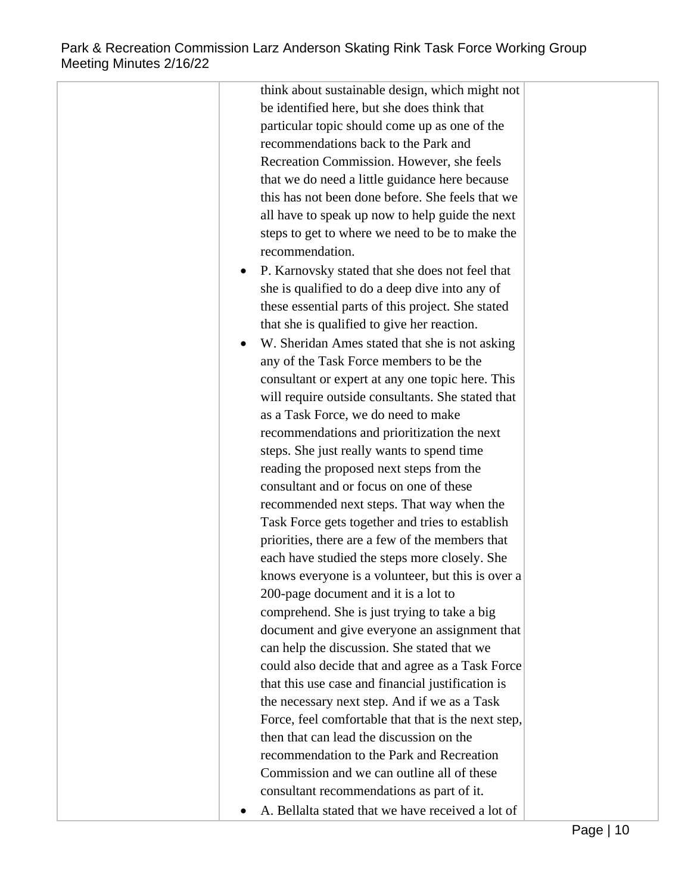| | | |
|---|---|---|
| | think about sustainable design, which might not be identified here, but she does think that particular topic should come up as one of the recommendations back to the Park and Recreation Commission. However, she feels that we do need a little guidance here because this has not been done before. She feels that we all have to speak up now to help guide the next steps to get to where we need to be to make the recommendation.<br>• P. Karnovsky stated that she does not feel that she is qualified to do a deep dive into any of these essential parts of this project. She stated that she is qualified to give her reaction.<br>• W. Sheridan Ames stated that she is not asking any of the Task Force members to be the consultant or expert at any one topic here. This will require outside consultants. She stated that as a Task Force, we do need to make recommendations and prioritization the next steps. She just really wants to spend time reading the proposed next steps from the consultant and or focus on one of these recommended next steps. That way when the Task Force gets together and tries to establish priorities, there are a few of the members that each have studied the steps more closely. She knows everyone is a volunteer, but this is over a 200-page document and it is a lot to comprehend. She is just trying to take a big document and give everyone an assignment that can help the discussion. She stated that we could also decide that and agree as a Task Force that this use case and financial justification is the necessary next step. And if we as a Task Force, feel comfortable that that is the next step, then that can lead the discussion on the recommendation to the Park and Recreation Commission and we can outline all of these consultant recommendations as part of it.<br>• A. Bellalta stated that we have received a lot of | |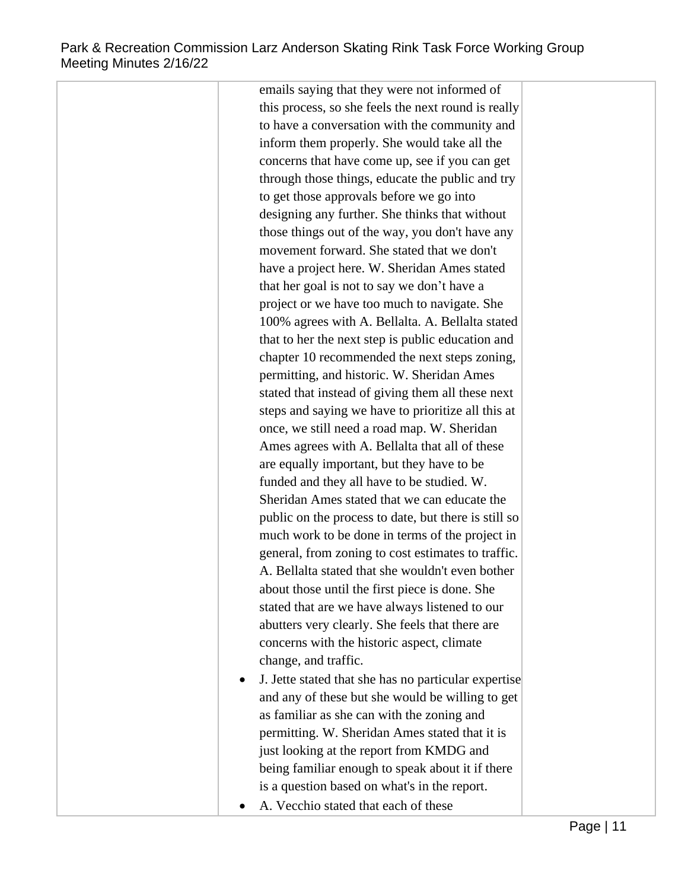| | | |
|---|---|---|
| | emails saying that they were not informed of this process, so she feels the next round is really to have a conversation with the community and inform them properly. She would take all the concerns that have come up, see if you can get through those things, educate the public and try to get those approvals before we go into designing any further. She thinks that without those things out of the way, you don't have any movement forward. She stated that we don't have a project here. W. Sheridan Ames stated that her goal is not to say we don't have a project or we have too much to navigate. She 100% agrees with A. Bellalta. A. Bellalta stated that to her the next step is public education and chapter 10 recommended the next steps zoning, permitting, and historic. W. Sheridan Ames stated that instead of giving them all these next steps and saying we have to prioritize all this at once, we still need a road map. W. Sheridan Ames agrees with A. Bellalta that all of these are equally important, but they have to be funded and they all have to be studied. W. Sheridan Ames stated that we can educate the public on the process to date, but there is still so much work to be done in terms of the project in general, from zoning to cost estimates to traffic. A. Bellalta stated that she wouldn't even bother about those until the first piece is done. She stated that are we have always listened to our abutters very clearly. She feels that there are concerns with the historic aspect, climate change, and traffic.<br>• J. Jette stated that she has no particular expertise and any of these but she would be willing to get as familiar as she can with the zoning and permitting. W. Sheridan Ames stated that it is just looking at the report from KMDG and being familiar enough to speak about it if there is a question based on what's in the report.<br>• A. Vecchio stated that each of these | |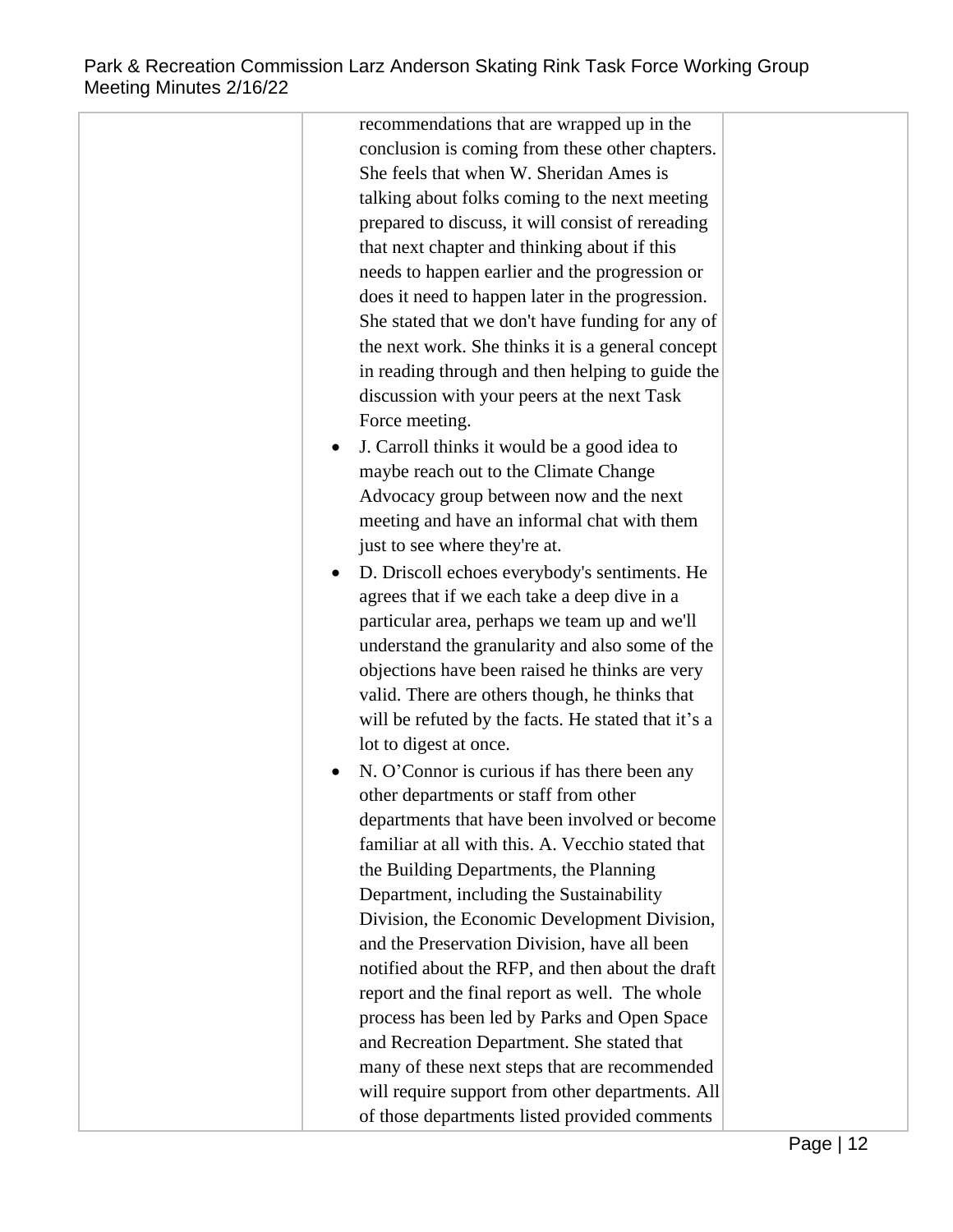| | | |
|---|---|---|
| | recommendations that are wrapped up in the conclusion is coming from these other chapters. She feels that when W. Sheridan Ames is talking about folks coming to the next meeting prepared to discuss, it will consist of rereading that next chapter and thinking about if this needs to happen earlier and the progression or does it need to happen later in the progression. She stated that we don't have funding for any of the next work. She thinks it is a general concept in reading through and then helping to guide the discussion with your peers at the next Task Force meeting.<br>• J. Carroll thinks it would be a good idea to maybe reach out to the Climate Change Advocacy group between now and the next meeting and have an informal chat with them just to see where they're at.<br>• D. Driscoll echoes everybody's sentiments. He agrees that if we each take a deep dive in a particular area, perhaps we team up and we'll understand the granularity and also some of the objections have been raised he thinks are very valid. There are others though, he thinks that will be refuted by the facts. He stated that it's a lot to digest at once.<br>• N. O'Connor is curious if has there been any other departments or staff from other departments that have been involved or become familiar at all with this. A. Vecchio stated that the Building Departments, the Planning Department, including the Sustainability Division, the Economic Development Division, and the Preservation Division, have all been notified about the RFP, and then about the draft report and the final report as well. The whole process has been led by Parks and Open Space and Recreation Department. She stated that many of these next steps that are recommended will require support from other departments. All of those departments listed provided comments | |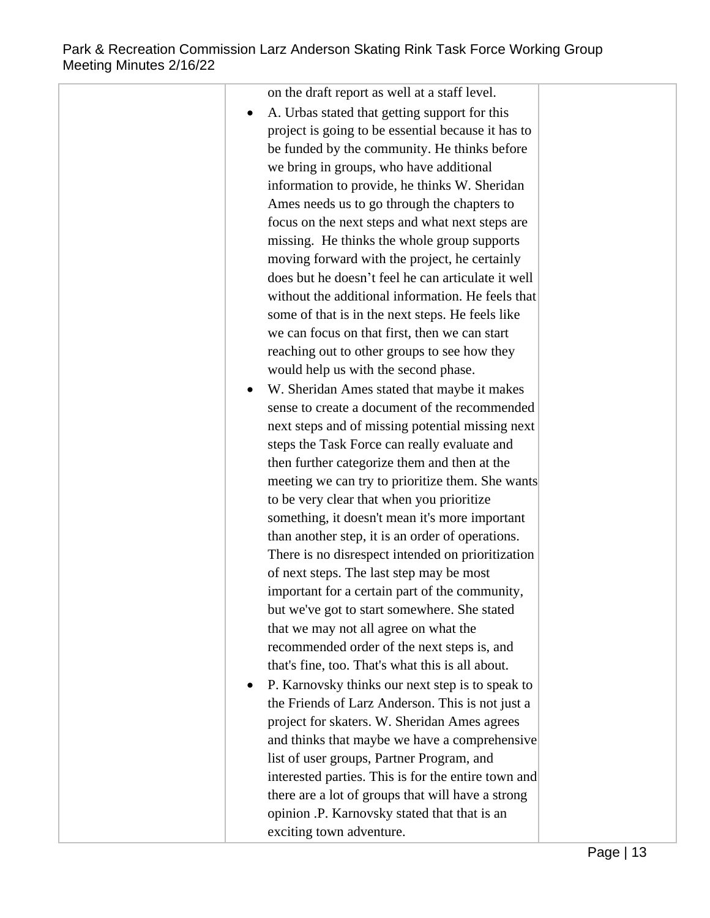| | | |
|---|---|---|
| | on the draft report as well at a staff level.<br>• A. Urbas stated that getting support for this project is going to be essential because it has to be funded by the community. He thinks before we bring in groups, who have additional information to provide, he thinks W. Sheridan Ames needs us to go through the chapters to focus on the next steps and what next steps are missing. He thinks the whole group supports moving forward with the project, he certainly does but he doesn't feel he can articulate it well without the additional information. He feels that some of that is in the next steps. He feels like we can focus on that first, then we can start reaching out to other groups to see how they would help us with the second phase.<br>• W. Sheridan Ames stated that maybe it makes sense to create a document of the recommended next steps and of missing potential missing next steps the Task Force can really evaluate and then further categorize them and then at the meeting we can try to prioritize them. She wants to be very clear that when you prioritize something, it doesn't mean it's more important than another step, it is an order of operations. There is no disrespect intended on prioritization of next steps. The last step may be most important for a certain part of the community, but we've got to start somewhere. She stated that we may not all agree on what the recommended order of the next steps is, and that's fine, too. That's what this is all about.<br>• P. Karnovsky thinks our next step is to speak to the Friends of Larz Anderson. This is not just a project for skaters. W. Sheridan Ames agrees and thinks that maybe we have a comprehensive list of user groups, Partner Program, and interested parties. This is for the entire town and there are a lot of groups that will have a strong opinion .P. Karnovsky stated that that is an exciting town adventure. | |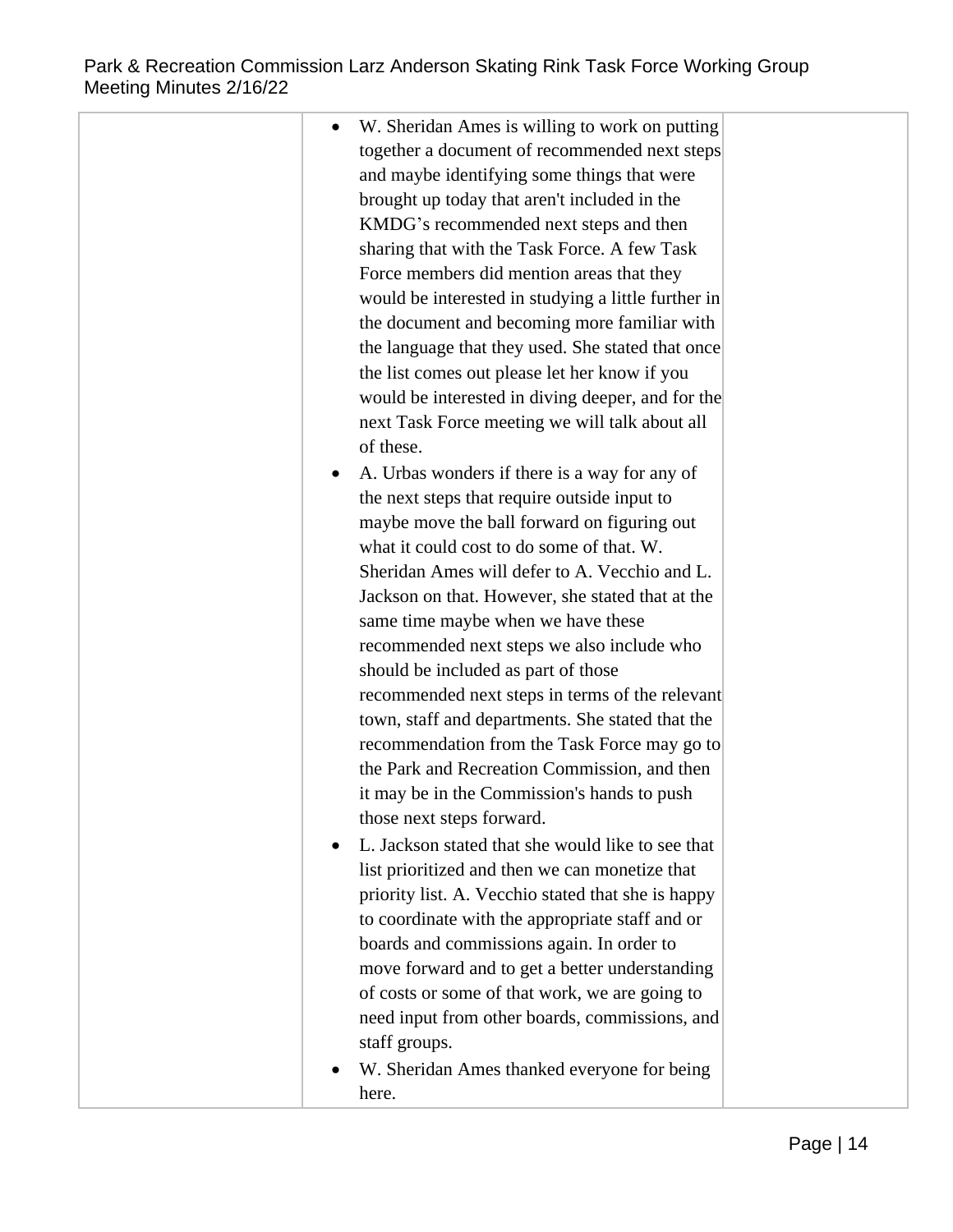| | | |
|---|---|---|
| | • W. Sheridan Ames is willing to work on putting together a document of recommended next steps and maybe identifying some things that were brought up today that aren't included in the KMDG's recommended next steps and then sharing that with the Task Force. A few Task Force members did mention areas that they would be interested in studying a little further in the document and becoming more familiar with the language that they used. She stated that once the list comes out please let her know if you would be interested in diving deeper, and for the next Task Force meeting we will talk about all of these.<br>• A. Urbas wonders if there is a way for any of the next steps that require outside input to maybe move the ball forward on figuring out what it could cost to do some of that. W. Sheridan Ames will defer to A. Vecchio and L. Jackson on that. However, she stated that at the same time maybe when we have these recommended next steps we also include who should be included as part of those recommended next steps in terms of the relevant town, staff and departments. She stated that the recommendation from the Task Force may go to the Park and Recreation Commission, and then it may be in the Commission's hands to push those next steps forward.<br>• L. Jackson stated that she would like to see that list prioritized and then we can monetize that priority list. A. Vecchio stated that she is happy to coordinate with the appropriate staff and or boards and commissions again. In order to move forward and to get a better understanding of costs or some of that work, we are going to need input from other boards, commissions, and staff groups.<br>• W. Sheridan Ames thanked everyone for being here. | |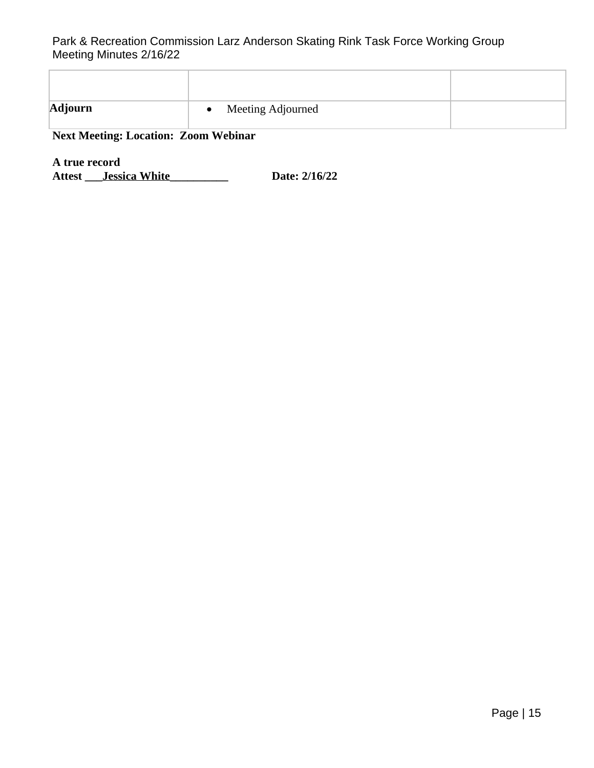| | | |
|---|---|---|
| | | |
| **Adjourn** | • Meeting Adjourned | |

**Next Meeting: Location: Zoom Webinar**

**A true record**
**Attest ___Jessica White__________ Date: 2/16/22**